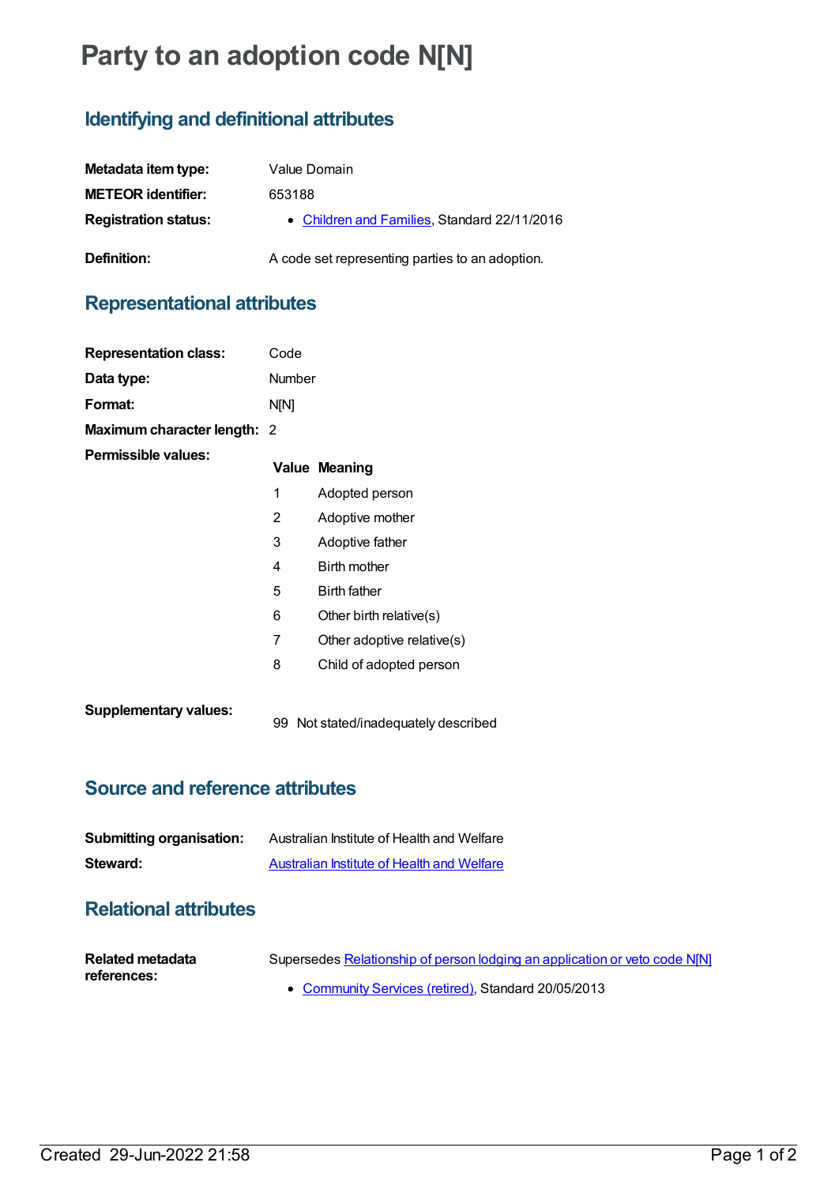# Party to an adoption code N[N]

## Identifying and definitional attributes

| | |
|---|---|
| **Metadata item type:** | Value Domain |
| **METEOR identifier:** | 653188 |
| **Registration status:** | • Children and Families, Standard 22/11/2016 |
| **Definition:** | A code set representing parties to an adoption. |

## Representational attributes

| | |
|---|---|
| **Representation class:** | Code |
| **Data type:** | Number |
| **Format:** | N[N] |
| **Maximum character length:** | 2 |

**Permissible values:**

| Value | Meaning |
|---|---|
| 1 | Adopted person |
| 2 | Adoptive mother |
| 3 | Adoptive father |
| 4 | Birth mother |
| 5 | Birth father |
| 6 | Other birth relative(s) |
| 7 | Other adoptive relative(s) |
| 8 | Child of adopted person |

**Supplementary values:**

| Value | Meaning |
|---|---|
| 99 | Not stated/inadequately described |

## Source and reference attributes

| | |
|---|---|
| **Submitting organisation:** | Australian Institute of Health and Welfare |
| **Steward:** | Australian Institute of Health and Welfare |

## Relational attributes

**Related metadata references:**

Supersedes Relationship of person lodging an application or veto code N[N]

- Community Services (retired), Standard 20/05/2013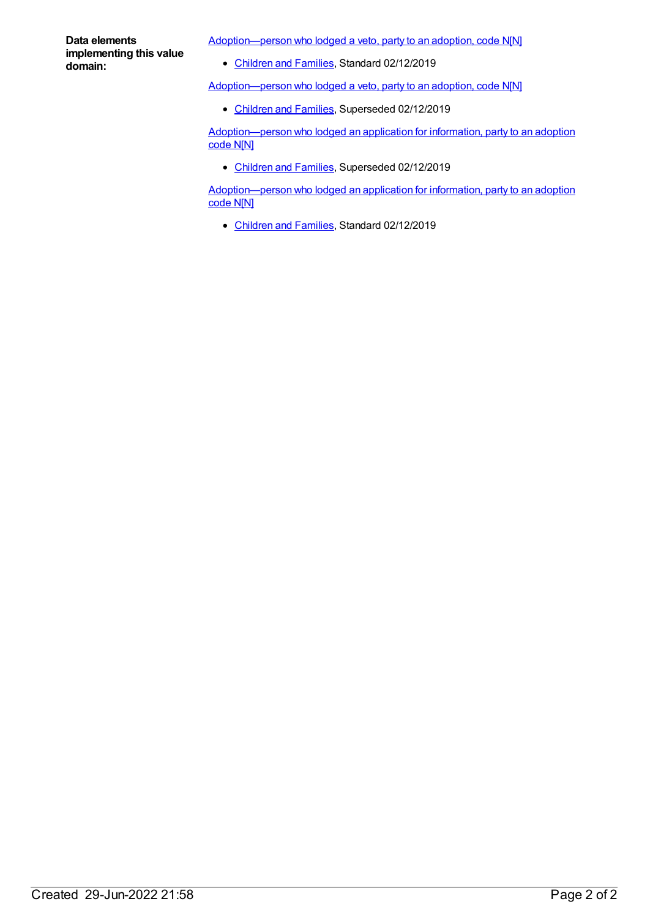**Data elements implementing this value domain:**

Adoption—person who lodged a veto, party to an adoption, code N[N]

- Children and Families, Standard 02/12/2019

Adoption—person who lodged a veto, party to an adoption, code N[N]

- Children and Families, Superseded 02/12/2019

Adoption—person who lodged an application for information, party to an adoption code N[N]

- Children and Families, Superseded 02/12/2019

Adoption—person who lodged an application for information, party to an adoption code N[N]

- Children and Families, Standard 02/12/2019